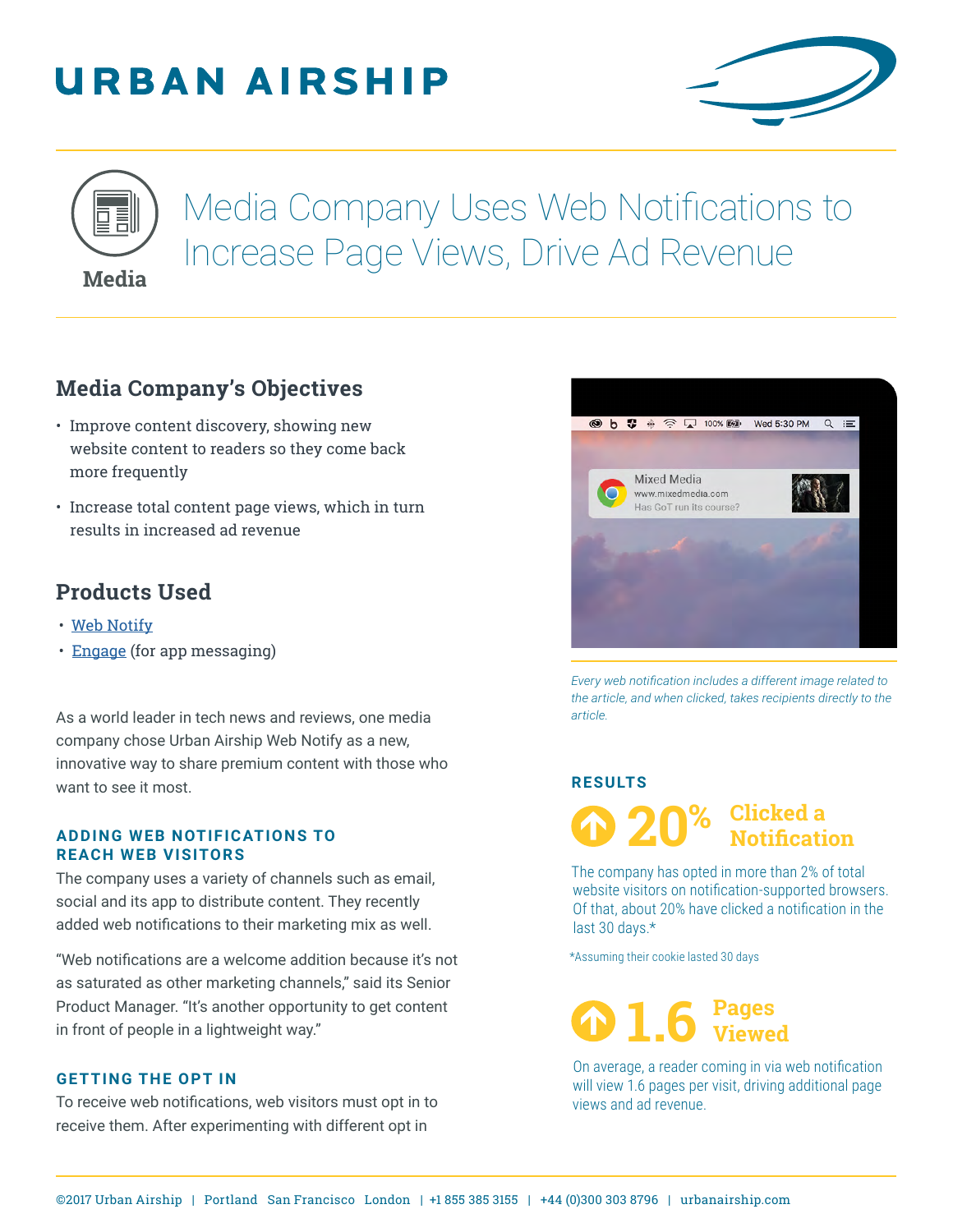# URBAN AIRSHIP

Media

# Media Company Uses Web Notifications to Increase Page Views, Drive Ad Revenue

## Media Company's Objectives

- Improve content discovery, showing new website content to readers so they come back more frequently
- Increase total content page views, which in turn results in increased ad revenue

## Products Used

- Web Notify
- Engage (for app messaging)

As a world leader in tech news and reviews, one media company chose Urban Airship Web Notify as a new, innovative way to share premium content with those who want to see it most.

### ADDING WEB NOTIFICATIONS TO REACH WEB VISITORS

The company uses a variety of channels such as email, social and its app to distribute content. They recently added web notifications to their marketing mix as well.

"Web notifications are a welcome addition because it's not as saturated as other marketing channels," said its Senior Product Manager. "It's another opportunity to get content in front of people in a lightweight way."

### GETTING THE OPT IN

To receive web notifications, web visitors must opt in to receive them. After experimenting with different opt in

Mixed Media
www.mixedmedia.com
Has GoT run its course?

*Every web notification includes a different image related to the article, and when clicked, takes recipients directly to the article.*

### RESULTS

**20% Clicked a Notification**

The company has opted in more than 2% of total website visitors on notification-supported browsers. Of that, about 20% have clicked a notification in the last 30 days.*

*Assuming their cookie lasted 30 days

**1.6 Pages Viewed**

On average, a reader coming in via web notification will view 1.6 pages per visit, driving additional page views and ad revenue.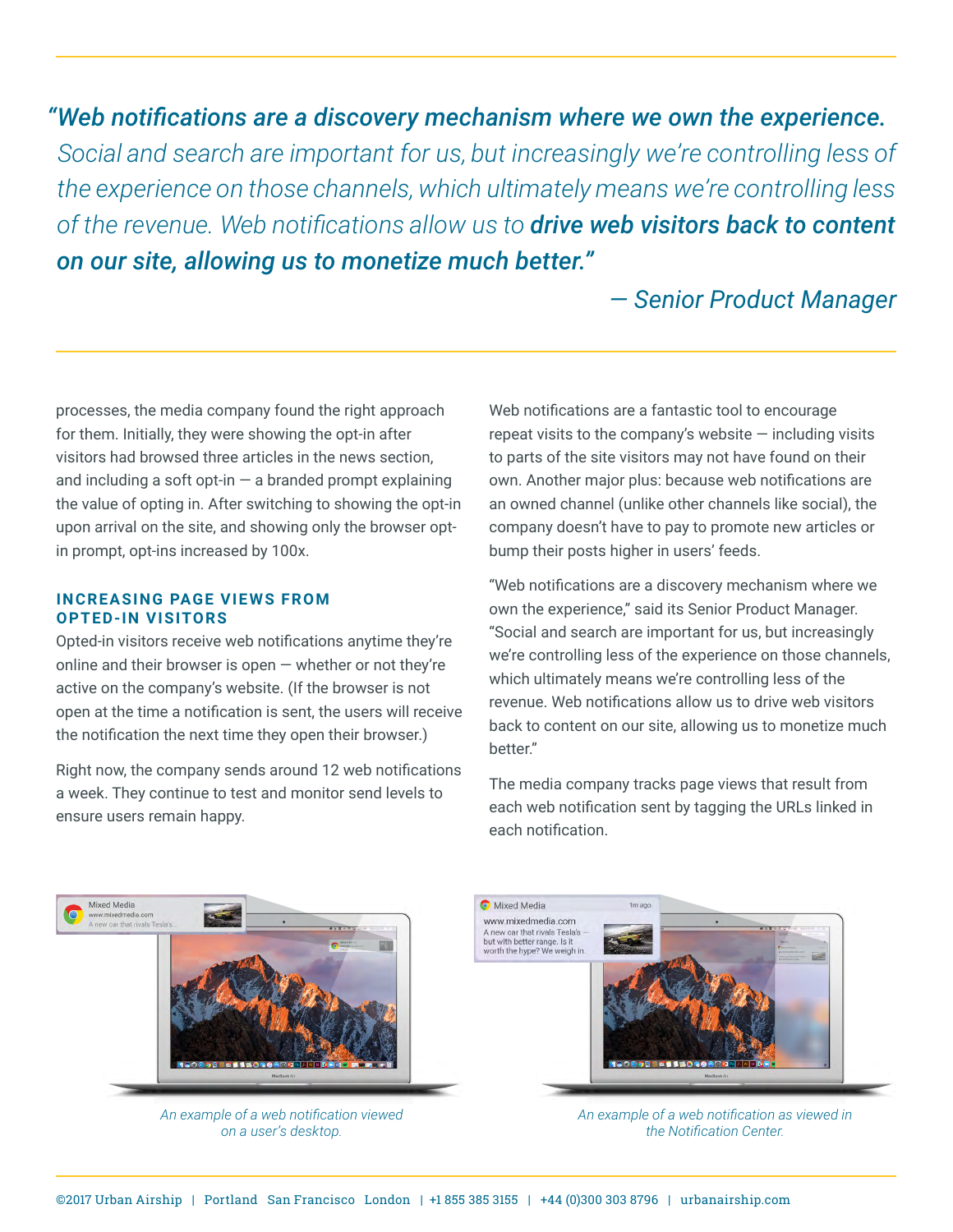> ***"Web notifications are a discovery mechanism where we own the experience.*** *Social and search are important for us, but increasingly we're controlling less of the experience on those channels, which ultimately means we're controlling less of the revenue. Web notifications allow us to* ***drive web visitors back to content on our site, allowing us to monetize much better."***
>
> *— Senior Product Manager*

processes, the media company found the right approach for them. Initially, they were showing the opt-in after visitors had browsed three articles in the news section, and including a soft opt-in — a branded prompt explaining the value of opting in. After switching to showing the opt-in upon arrival on the site, and showing only the browser opt-in prompt, opt-ins increased by 100x.

### INCREASING PAGE VIEWS FROM OPTED-IN VISITORS

Opted-in visitors receive web notifications anytime they're online and their browser is open — whether or not they're active on the company's website. (If the browser is not open at the time a notification is sent, the users will receive the notification the next time they open their browser.)

Right now, the company sends around 12 web notifications a week. They continue to test and monitor send levels to ensure users remain happy.

Web notifications are a fantastic tool to encourage repeat visits to the company's website — including visits to parts of the site visitors may not have found on their own. Another major plus: because web notifications are an owned channel (unlike other channels like social), the company doesn't have to pay to promote new articles or bump their posts higher in users' feeds.

"Web notifications are a discovery mechanism where we own the experience," said its Senior Product Manager. "Social and search are important for us, but increasingly we're controlling less of the experience on those channels, which ultimately means we're controlling less of the revenue. Web notifications allow us to drive web visitors back to content on our site, allowing us to monetize much better."

The media company tracks page views that result from each web notification sent by tagging the URLs linked in each notification.

*An example of a web notification viewed on a user's desktop.*

*An example of a web notification as viewed in the Notification Center.*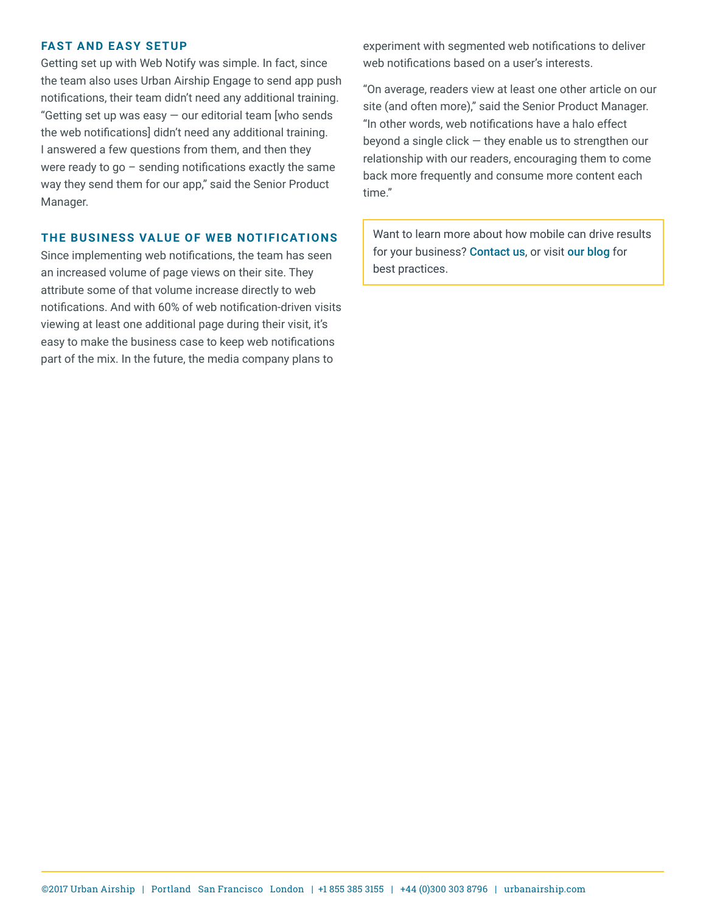## FAST AND EASY SETUP

Getting set up with Web Notify was simple. In fact, since the team also uses Urban Airship Engage to send app push notifications, their team didn't need any additional training. "Getting set up was easy — our editorial team [who sends the web notifications] didn't need any additional training. I answered a few questions from them, and then they were ready to go – sending notifications exactly the same way they send them for our app," said the Senior Product Manager.

## THE BUSINESS VALUE OF WEB NOTIFICATIONS

Since implementing web notifications, the team has seen an increased volume of page views on their site. They attribute some of that volume increase directly to web notifications. And with 60% of web notification-driven visits viewing at least one additional page during their visit, it's easy to make the business case to keep web notifications part of the mix. In the future, the media company plans to experiment with segmented web notifications to deliver web notifications based on a user's interests.

"On average, readers view at least one other article on our site (and often more)," said the Senior Product Manager. "In other words, web notifications have a halo effect beyond a single click — they enable us to strengthen our relationship with our readers, encouraging them to come back more frequently and consume more content each time."

Want to learn more about how mobile can drive results for your business? **Contact us**, or visit **our blog** for best practices.

©2017 Urban Airship | Portland San Francisco London | +1 855 385 3155 | +44 (0)300 303 8796 | urbanairship.com